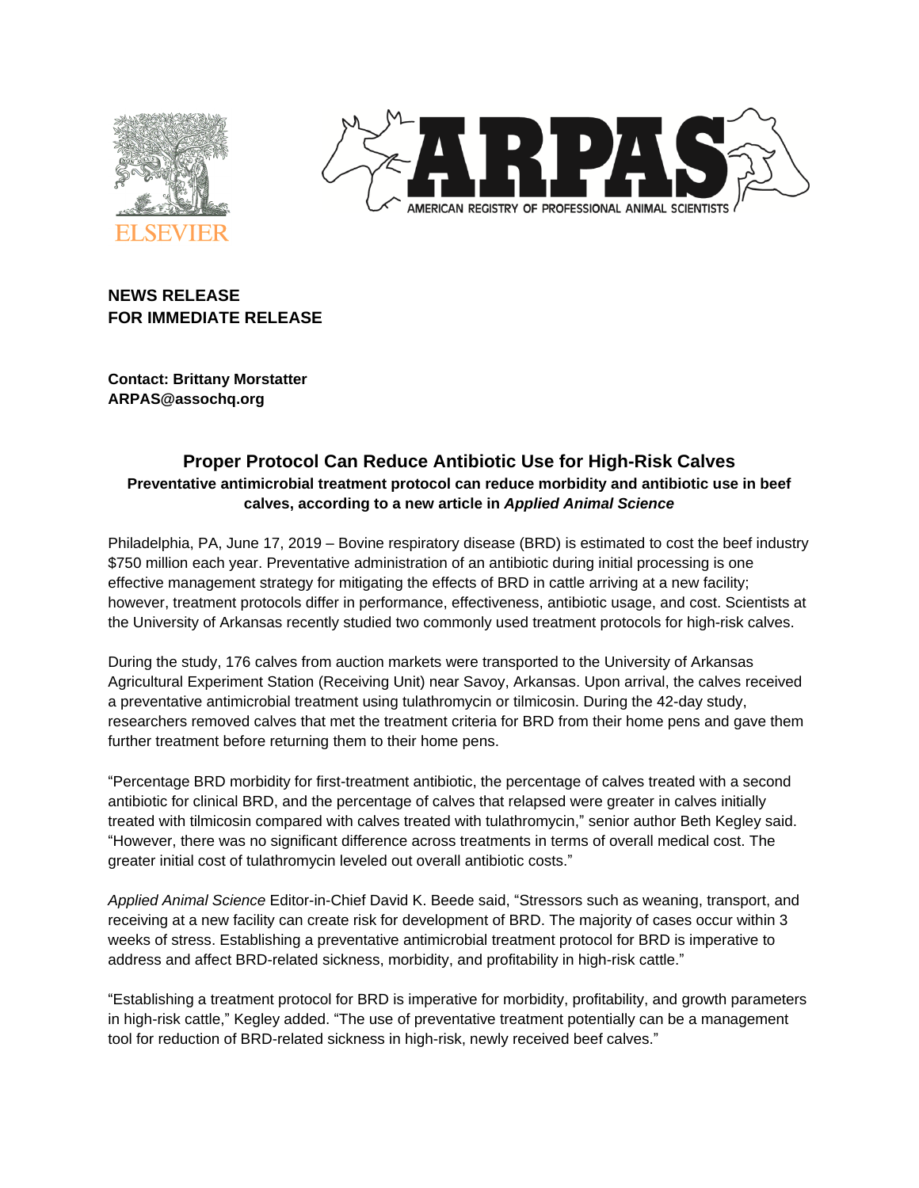**NEWS RELEASE**
**FOR IMMEDIATE RELEASE**

**Contact: Brittany Morstatter**
**ARPAS@assochq.org**

## Proper Protocol Can Reduce Antibiotic Use for High-Risk Calves

**Preventative antimicrobial treatment protocol can reduce morbidity and antibiotic use in beef calves, according to a new article in *Applied Animal Science***

Philadelphia, PA, June 17, 2019 – Bovine respiratory disease (BRD) is estimated to cost the beef industry $750 million each year. Preventative administration of an antibiotic during initial processing is one effective management strategy for mitigating the effects of BRD in cattle arriving at a new facility; however, treatment protocols differ in performance, effectiveness, antibiotic usage, and cost. Scientists at the University of Arkansas recently studied two commonly used treatment protocols for high-risk calves.

During the study, 176 calves from auction markets were transported to the University of Arkansas Agricultural Experiment Station (Receiving Unit) near Savoy, Arkansas. Upon arrival, the calves received a preventative antimicrobial treatment using tulathromycin or tilmicosin. During the 42-day study, researchers removed calves that met the treatment criteria for BRD from their home pens and gave them further treatment before returning them to their home pens.

"Percentage BRD morbidity for first-treatment antibiotic, the percentage of calves treated with a second antibiotic for clinical BRD, and the percentage of calves that relapsed were greater in calves initially treated with tilmicosin compared with calves treated with tulathromycin," senior author Beth Kegley said. "However, there was no significant difference across treatments in terms of overall medical cost. The greater initial cost of tulathromycin leveled out overall antibiotic costs."

*Applied Animal Science* Editor-in-Chief David K. Beede said, "Stressors such as weaning, transport, and receiving at a new facility can create risk for development of BRD. The majority of cases occur within 3 weeks of stress. Establishing a preventative antimicrobial treatment protocol for BRD is imperative to address and affect BRD-related sickness, morbidity, and profitability in high-risk cattle."

"Establishing a treatment protocol for BRD is imperative for morbidity, profitability, and growth parameters in high-risk cattle," Kegley added. "The use of preventative treatment potentially can be a management tool for reduction of BRD-related sickness in high-risk, newly received beef calves."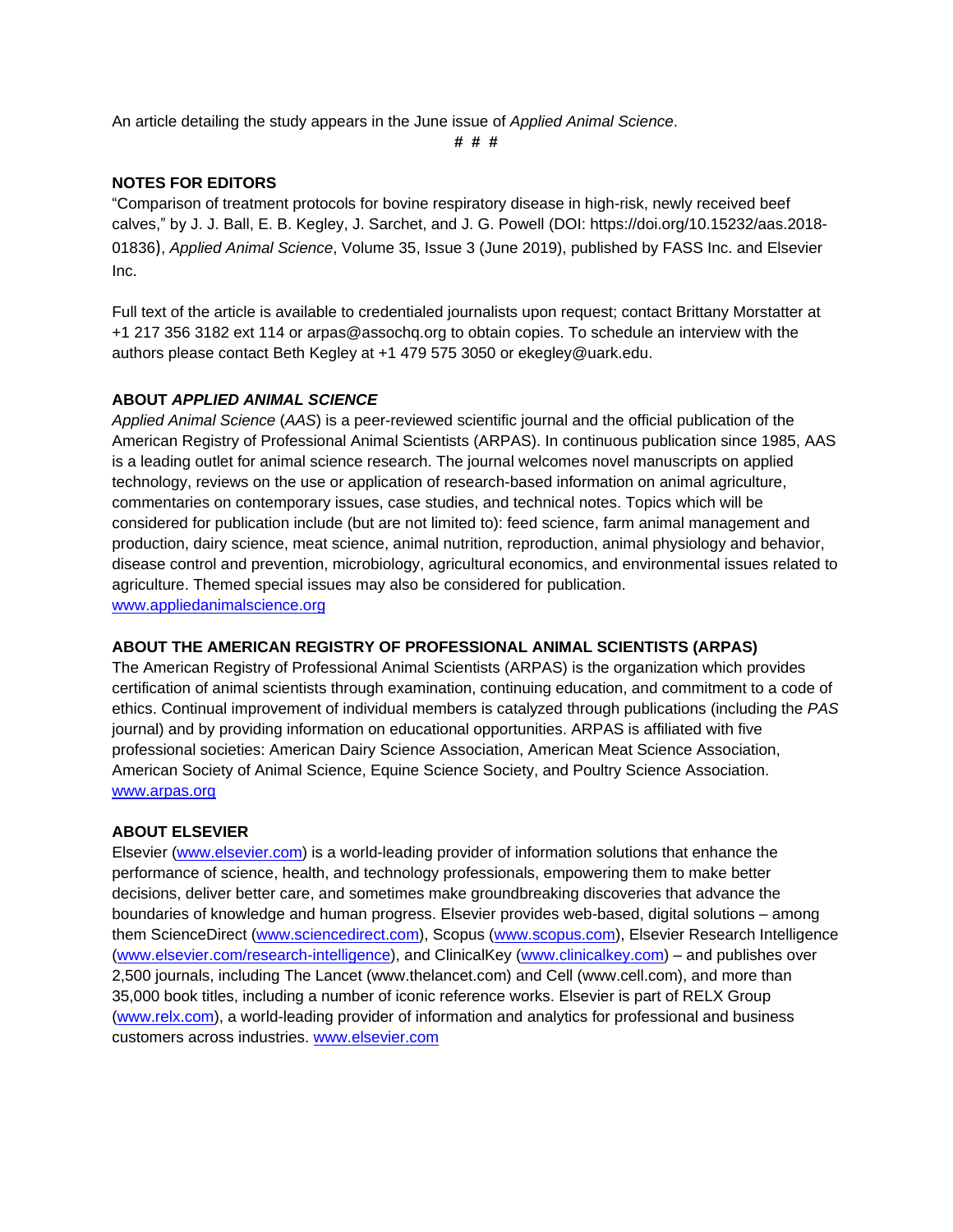An article detailing the study appears in the June issue of *Applied Animal Science*.

# # #

**NOTES FOR EDITORS**

"Comparison of treatment protocols for bovine respiratory disease in high-risk, newly received beef calves," by J. J. Ball, E. B. Kegley, J. Sarchet, and J. G. Powell (DOI: https://doi.org/10.15232/aas.2018-01836), *Applied Animal Science*, Volume 35, Issue 3 (June 2019), published by FASS Inc. and Elsevier Inc.

Full text of the article is available to credentialed journalists upon request; contact Brittany Morstatter at +1 217 356 3182 ext 114 or arpas@assochq.org to obtain copies. To schedule an interview with the authors please contact Beth Kegley at +1 479 575 3050 or ekegley@uark.edu.

**ABOUT *APPLIED ANIMAL SCIENCE***

*Applied Animal Science* (*AAS*) is a peer-reviewed scientific journal and the official publication of the American Registry of Professional Animal Scientists (ARPAS). In continuous publication since 1985, AAS is a leading outlet for animal science research. The journal welcomes novel manuscripts on applied technology, reviews on the use or application of research-based information on animal agriculture, commentaries on contemporary issues, case studies, and technical notes. Topics which will be considered for publication include (but are not limited to): feed science, farm animal management and production, dairy science, meat science, animal nutrition, reproduction, animal physiology and behavior, disease control and prevention, microbiology, agricultural economics, and environmental issues related to agriculture. Themed special issues may also be considered for publication.
www.appliedanimalscience.org

**ABOUT THE AMERICAN REGISTRY OF PROFESSIONAL ANIMAL SCIENTISTS (ARPAS)**

The American Registry of Professional Animal Scientists (ARPAS) is the organization which provides certification of animal scientists through examination, continuing education, and commitment to a code of ethics. Continual improvement of individual members is catalyzed through publications (including the *PAS* journal) and by providing information on educational opportunities. ARPAS is affiliated with five professional societies: American Dairy Science Association, American Meat Science Association, American Society of Animal Science, Equine Science Society, and Poultry Science Association.
www.arpas.org

**ABOUT ELSEVIER**

Elsevier (www.elsevier.com) is a world-leading provider of information solutions that enhance the performance of science, health, and technology professionals, empowering them to make better decisions, deliver better care, and sometimes make groundbreaking discoveries that advance the boundaries of knowledge and human progress. Elsevier provides web-based, digital solutions – among them ScienceDirect (www.sciencedirect.com), Scopus (www.scopus.com), Elsevier Research Intelligence (www.elsevier.com/research-intelligence), and ClinicalKey (www.clinicalkey.com) – and publishes over 2,500 journals, including The Lancet (www.thelancet.com) and Cell (www.cell.com), and more than 35,000 book titles, including a number of iconic reference works. Elsevier is part of RELX Group (www.relx.com), a world-leading provider of information and analytics for professional and business customers across industries. www.elsevier.com